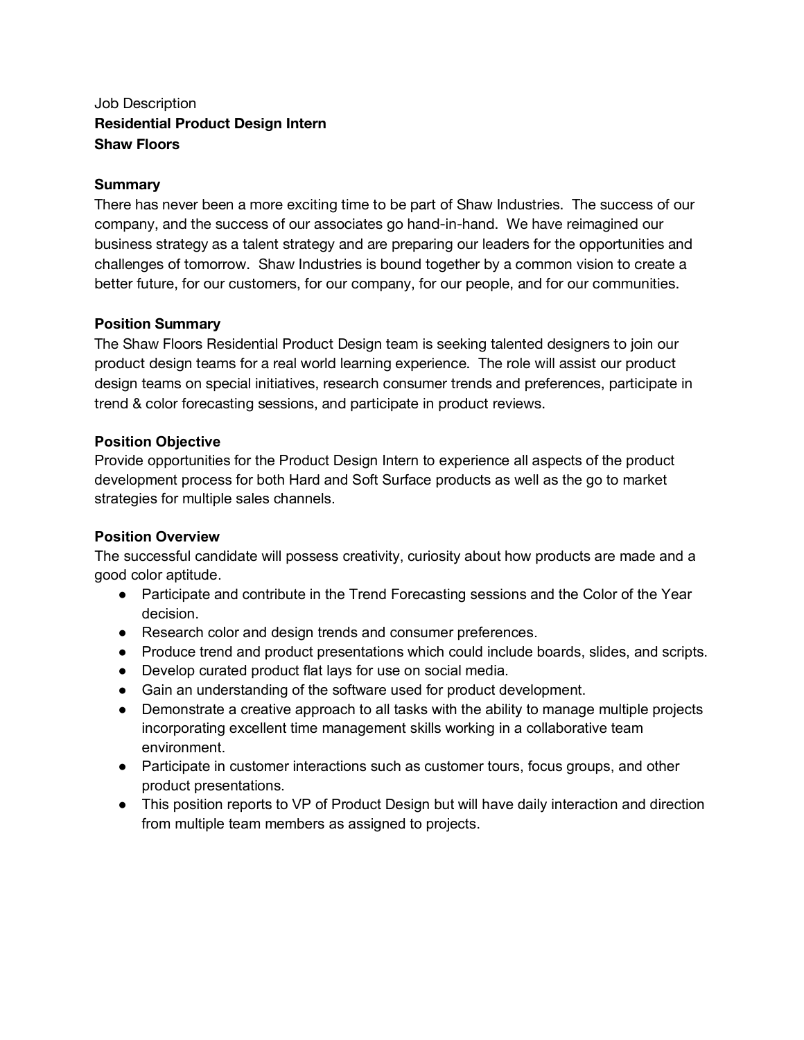Job Description

**Residential Product Design Intern**

**Shaw Floors**

## Summary

There has never been a more exciting time to be part of Shaw Industries. The success of our company, and the success of our associates go hand-in-hand. We have reimagined our business strategy as a talent strategy and are preparing our leaders for the opportunities and challenges of tomorrow. Shaw Industries is bound together by a common vision to create a better future, for our customers, for our company, for our people, and for our communities.

## Position Summary

The Shaw Floors Residential Product Design team is seeking talented designers to join our product design teams for a real world learning experience. The role will assist our product design teams on special initiatives, research consumer trends and preferences, participate in trend & color forecasting sessions, and participate in product reviews.

## Position Objective

Provide opportunities for the Product Design Intern to experience all aspects of the product development process for both Hard and Soft Surface products as well as the go to market strategies for multiple sales channels.

## Position Overview

The successful candidate will possess creativity, curiosity about how products are made and a good color aptitude.

- Participate and contribute in the Trend Forecasting sessions and the Color of the Year decision.
- Research color and design trends and consumer preferences.
- Produce trend and product presentations which could include boards, slides, and scripts.
- Develop curated product flat lays for use on social media.
- Gain an understanding of the software used for product development.
- Demonstrate a creative approach to all tasks with the ability to manage multiple projects incorporating excellent time management skills working in a collaborative team environment.
- Participate in customer interactions such as customer tours, focus groups, and other product presentations.
- This position reports to VP of Product Design but will have daily interaction and direction from multiple team members as assigned to projects.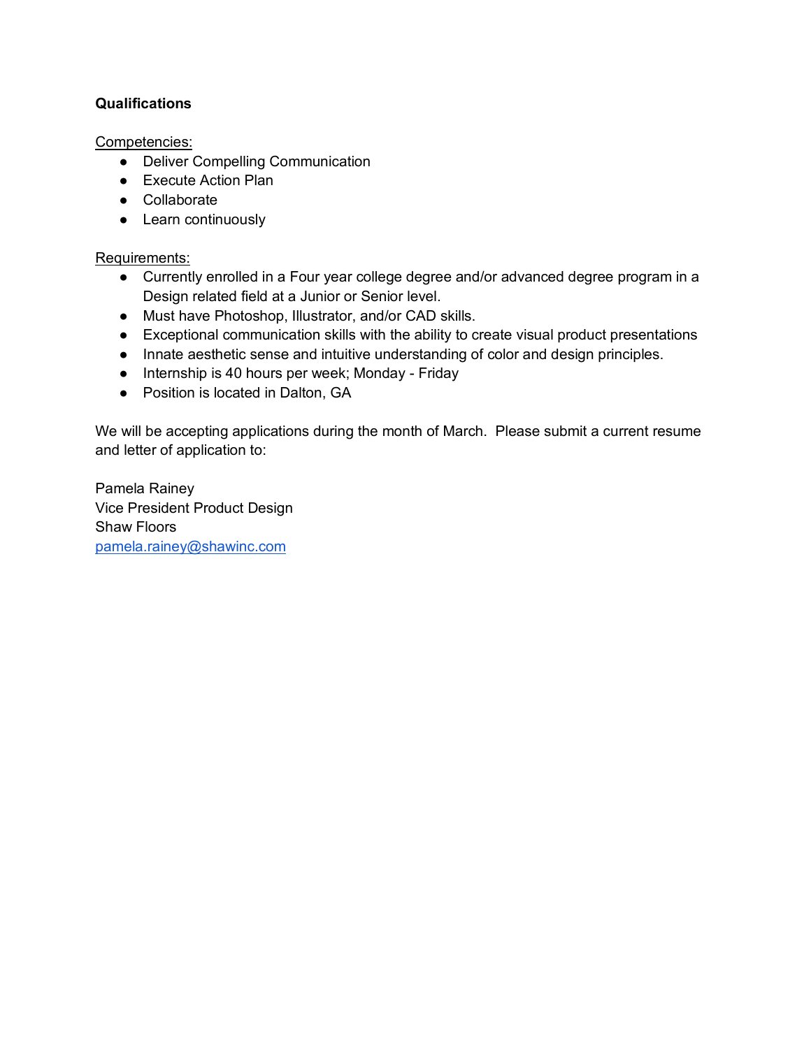**Qualifications**

Competencies:

- Deliver Compelling Communication
- Execute Action Plan
- Collaborate
- Learn continuously

Requirements:

- Currently enrolled in a Four year college degree and/or advanced degree program in a Design related field at a Junior or Senior level.
- Must have Photoshop, Illustrator, and/or CAD skills.
- Exceptional communication skills with the ability to create visual product presentations
- Innate aesthetic sense and intuitive understanding of color and design principles.
- Internship is 40 hours per week; Monday - Friday
- Position is located in Dalton, GA

We will be accepting applications during the month of March. Please submit a current resume and letter of application to:

Pamela Rainey
Vice President Product Design
Shaw Floors
pamela.rainey@shawinc.com